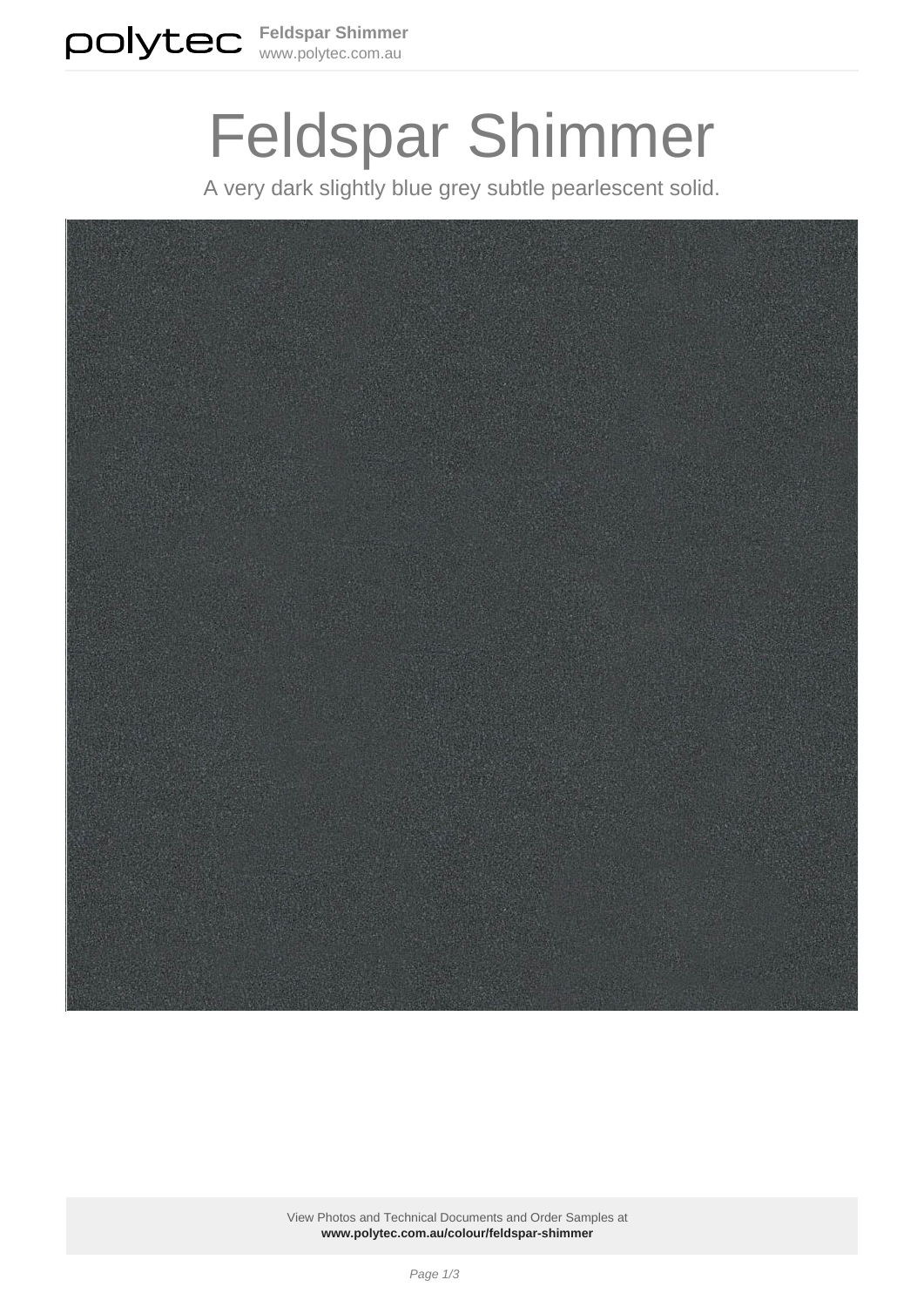# Feldspar Shimmer

A very dark slightly blue grey subtle pearlescent solid.

View Photos and Technical Documents and Order Samples at
**www.polytec.com.au/colour/feldspar-shimmer**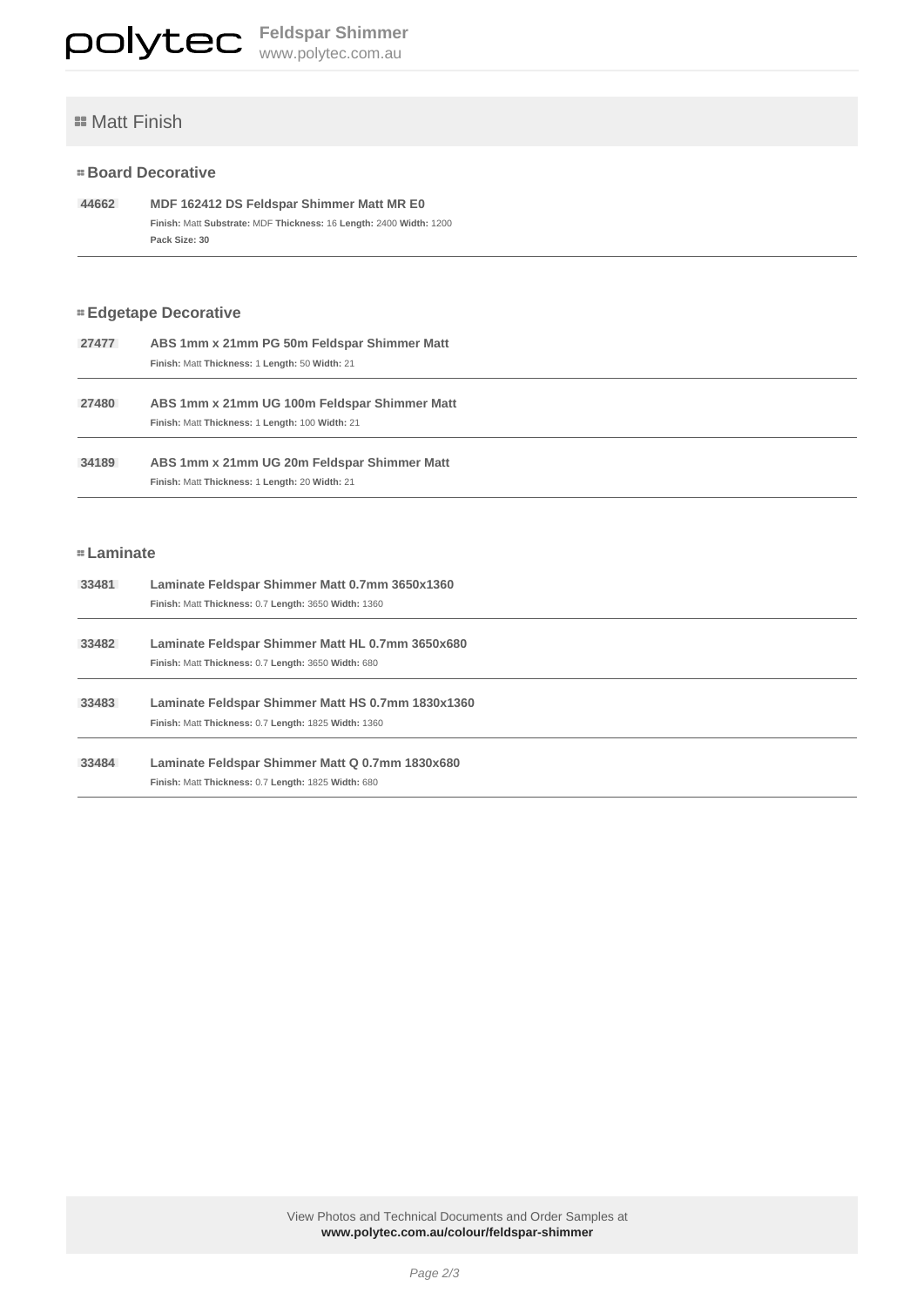## Matt Finish

### Board Decorative

**44662** **MDF 162412 DS Feldspar Shimmer Matt MR E0**
**Finish:** Matt **Substrate:** MDF **Thickness:** 16 **Length:** 2400 **Width:** 1200
**Pack Size: 30**

### Edgetape Decorative

**27477** **ABS 1mm x 21mm PG 50m Feldspar Shimmer Matt**
**Finish:** Matt **Thickness:** 1 **Length:** 50 **Width:** 21

**27480** **ABS 1mm x 21mm UG 100m Feldspar Shimmer Matt**
**Finish:** Matt **Thickness:** 1 **Length:** 100 **Width:** 21

**34189** **ABS 1mm x 21mm UG 20m Feldspar Shimmer Matt**
**Finish:** Matt **Thickness:** 1 **Length:** 20 **Width:** 21

### Laminate

**33481** **Laminate Feldspar Shimmer Matt 0.7mm 3650x1360**
**Finish:** Matt **Thickness:** 0.7 **Length:** 3650 **Width:** 1360

**33482** **Laminate Feldspar Shimmer Matt HL 0.7mm 3650x680**
**Finish:** Matt **Thickness:** 0.7 **Length:** 3650 **Width:** 680

**33483** **Laminate Feldspar Shimmer Matt HS 0.7mm 1830x1360**
**Finish:** Matt **Thickness:** 0.7 **Length:** 1825 **Width:** 1360

**33484** **Laminate Feldspar Shimmer Matt Q 0.7mm 1830x680**
**Finish:** Matt **Thickness:** 0.7 **Length:** 1825 **Width:** 680

View Photos and Technical Documents and Order Samples at
**www.polytec.com.au/colour/feldspar-shimmer**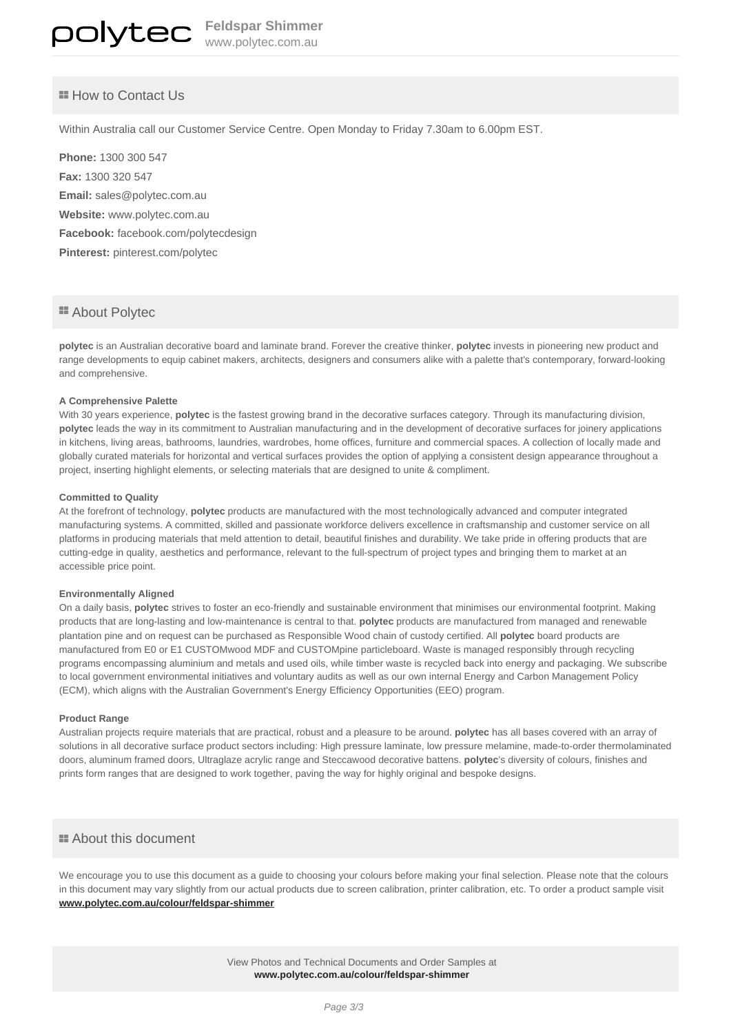## How to Contact Us

Within Australia call our Customer Service Centre. Open Monday to Friday 7.30am to 6.00pm EST.

**Phone:** 1300 300 547

**Fax:** 1300 320 547

**Email:** sales@polytec.com.au

**Website:** www.polytec.com.au

**Facebook:** facebook.com/polytecdesign

**Pinterest:** pinterest.com/polytec

## About Polytec

**polytec** is an Australian decorative board and laminate brand. Forever the creative thinker, **polytec** invests in pioneering new product and range developments to equip cabinet makers, architects, designers and consumers alike with a palette that's contemporary, forward-looking and comprehensive.

**A Comprehensive Palette**

With 30 years experience, **polytec** is the fastest growing brand in the decorative surfaces category. Through its manufacturing division, **polytec** leads the way in its commitment to Australian manufacturing and in the development of decorative surfaces for joinery applications in kitchens, living areas, bathrooms, laundries, wardrobes, home offices, furniture and commercial spaces. A collection of locally made and globally curated materials for horizontal and vertical surfaces provides the option of applying a consistent design appearance throughout a project, inserting highlight elements, or selecting materials that are designed to unite & compliment.

**Committed to Quality**

At the forefront of technology, **polytec** products are manufactured with the most technologically advanced and computer integrated manufacturing systems. A committed, skilled and passionate workforce delivers excellence in craftsmanship and customer service on all platforms in producing materials that meld attention to detail, beautiful finishes and durability. We take pride in offering products that are cutting-edge in quality, aesthetics and performance, relevant to the full-spectrum of project types and bringing them to market at an accessible price point.

**Environmentally Aligned**

On a daily basis, **polytec** strives to foster an eco-friendly and sustainable environment that minimises our environmental footprint. Making products that are long-lasting and low-maintenance is central to that. **polytec** products are manufactured from managed and renewable plantation pine and on request can be purchased as Responsible Wood chain of custody certified. All **polytec** board products are manufactured from E0 or E1 CUSTOMwood MDF and CUSTOMpine particleboard. Waste is managed responsibly through recycling programs encompassing aluminium and metals and used oils, while timber waste is recycled back into energy and packaging. We subscribe to local government environmental initiatives and voluntary audits as well as our own internal Energy and Carbon Management Policy (ECM), which aligns with the Australian Government's Energy Efficiency Opportunities (EEO) program.

**Product Range**

Australian projects require materials that are practical, robust and a pleasure to be around. **polytec** has all bases covered with an array of solutions in all decorative surface product sectors including: High pressure laminate, low pressure melamine, made-to-order thermolaminated doors, aluminum framed doors, Ultraglaze acrylic range and Steccawood decorative battens. **polytec**'s diversity of colours, finishes and prints form ranges that are designed to work together, paving the way for highly original and bespoke designs.

## About this document

We encourage you to use this document as a guide to choosing your colours before making your final selection. Please note that the colours in this document may vary slightly from our actual products due to screen calibration, printer calibration, etc. To order a product sample visit **www.polytec.com.au/colour/feldspar-shimmer**

View Photos and Technical Documents and Order Samples at
**www.polytec.com.au/colour/feldspar-shimmer**